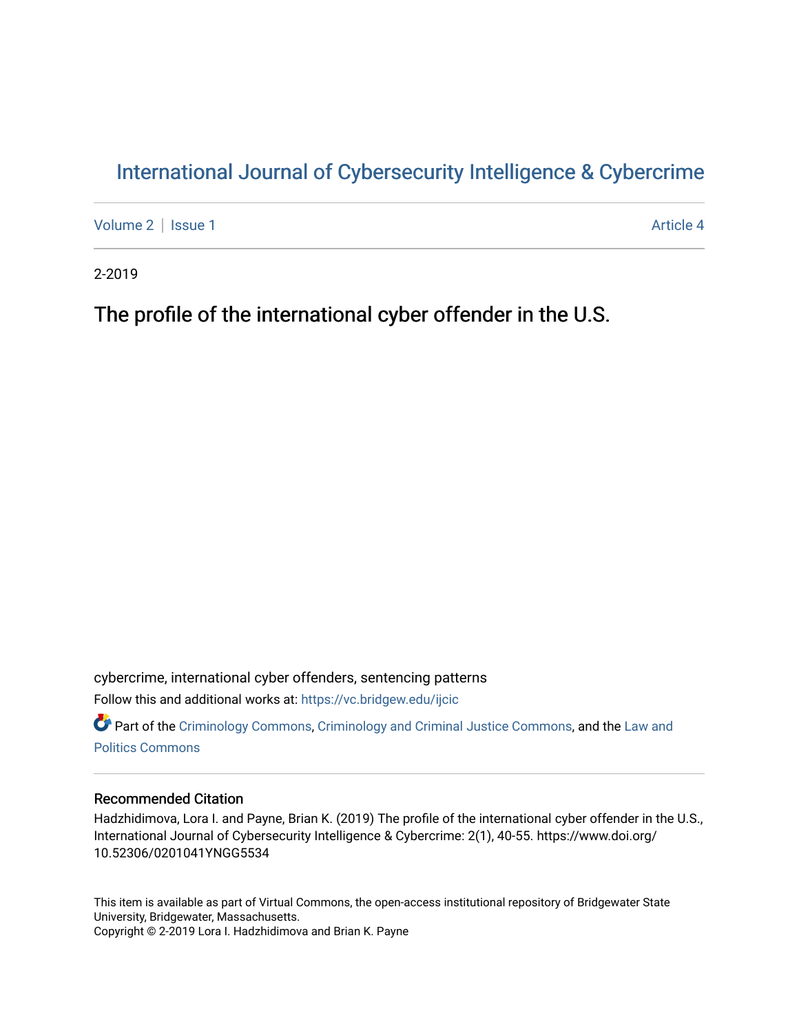# International Journal of Cybersecurity Intelligence & Cybercrime

Volume 2 | Issue 1 Article 4

2-2019

## The profile of the international cyber offender in the U.S.

cybercrime, international cyber offenders, sentencing patterns

Follow this and additional works at: https://vc.bridgew.edu/ijcic

Part of the Criminology Commons, Criminology and Criminal Justice Commons, and the Law and Politics Commons

### Recommended Citation

Hadzhidimova, Lora I. and Payne, Brian K. (2019) The profile of the international cyber offender in the U.S., International Journal of Cybersecurity Intelligence & Cybercrime: 2(1), 40-55. https://www.doi.org/10.52306/0201041YNGG5534

This item is available as part of Virtual Commons, the open-access institutional repository of Bridgewater State University, Bridgewater, Massachusetts.
Copyright © 2-2019 Lora I. Hadzhidimova and Brian K. Payne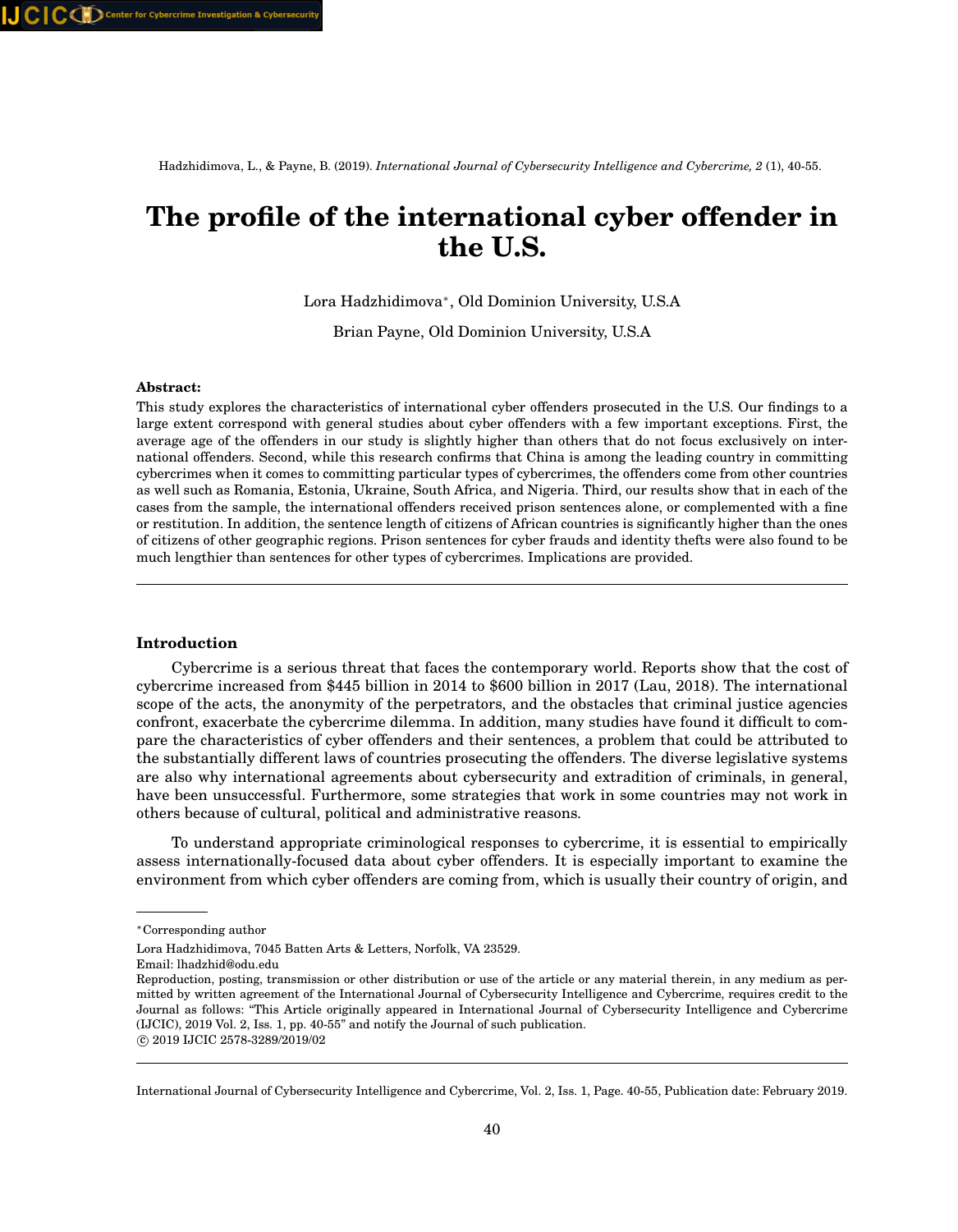# The profile of the international cyber offender in the U.S.

Lora Hadzhidimova*, Old Dominion University, U.S.A

Brian Payne, Old Dominion University, U.S.A

**Abstract:**

This study explores the characteristics of international cyber offenders prosecuted in the U.S. Our findings to a large extent correspond with general studies about cyber offenders with a few important exceptions. First, the average age of the offenders in our study is slightly higher than others that do not focus exclusively on international offenders. Second, while this research confirms that China is among the leading country in committing cybercrimes when it comes to committing particular types of cybercrimes, the offenders come from other countries as well such as Romania, Estonia, Ukraine, South Africa, and Nigeria. Third, our results show that in each of the cases from the sample, the international offenders received prison sentences alone, or complemented with a fine or restitution. In addition, the sentence length of citizens of African countries is significantly higher than the ones of citizens of other geographic regions. Prison sentences for cyber frauds and identity thefts were also found to be much lengthier than sentences for other types of cybercrimes. Implications are provided.

---

## Introduction

Cybercrime is a serious threat that faces the contemporary world. Reports show that the cost of cybercrime increased from $445 billion in 2014 to $600 billion in 2017 (Lau, 2018). The international scope of the acts, the anonymity of the perpetrators, and the obstacles that criminal justice agencies confront, exacerbate the cybercrime dilemma. In addition, many studies have found it difficult to compare the characteristics of cyber offenders and their sentences, a problem that could be attributed to the substantially different laws of countries prosecuting the offenders. The diverse legislative systems are also why international agreements about cybersecurity and extradition of criminals, in general, have been unsuccessful. Furthermore, some strategies that work in some countries may not work in others because of cultural, political and administrative reasons.

To understand appropriate criminological responses to cybercrime, it is essential to empirically assess internationally-focused data about cyber offenders. It is especially important to examine the environment from which cyber offenders are coming from, which is usually their country of origin, and

---

*Corresponding author

Lora Hadzhidimova, 7045 Batten Arts & Letters, Norfolk, VA 23529.

Email: lhadzhid@odu.edu

Reproduction, posting, transmission or other distribution or use of the article or any material therein, in any medium as permitted by written agreement of the International Journal of Cybersecurity Intelligence and Cybercrime, requires credit to the Journal as follows: "This Article originally appeared in International Journal of Cybersecurity Intelligence and Cybercrime (IJCIC), 2019 Vol. 2, Iss. 1, pp. 40-55" and notify the Journal of such publication.

© 2019 IJCIC 2578-3289/2019/02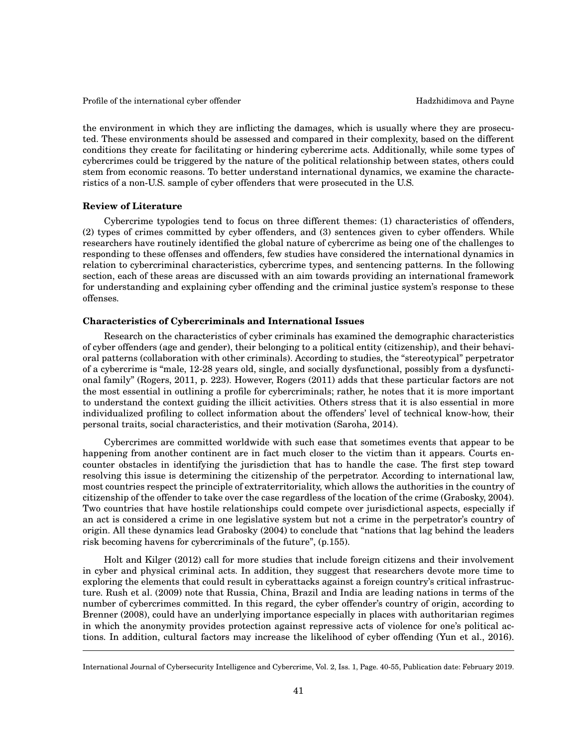the environment in which they are inflicting the damages, which is usually where they are prosecuted. These environments should be assessed and compared in their complexity, based on the different conditions they create for facilitating or hindering cybercrime acts. Additionally, while some types of cybercrimes could be triggered by the nature of the political relationship between states, others could stem from economic reasons. To better understand international dynamics, we examine the characteristics of a non-U.S. sample of cyber offenders that were prosecuted in the U.S.

## Review of Literature

Cybercrime typologies tend to focus on three different themes: (1) characteristics of offenders, (2) types of crimes committed by cyber offenders, and (3) sentences given to cyber offenders. While researchers have routinely identified the global nature of cybercrime as being one of the challenges to responding to these offenses and offenders, few studies have considered the international dynamics in relation to cybercriminal characteristics, cybercrime types, and sentencing patterns. In the following section, each of these areas are discussed with an aim towards providing an international framework for understanding and explaining cyber offending and the criminal justice system's response to these offenses.

### Characteristics of Cybercriminals and International Issues

Research on the characteristics of cyber criminals has examined the demographic characteristics of cyber offenders (age and gender), their belonging to a political entity (citizenship), and their behavioral patterns (collaboration with other criminals). According to studies, the "stereotypical" perpetrator of a cybercrime is "male, 12-28 years old, single, and socially dysfunctional, possibly from a dysfunctional family" (Rogers, 2011, p. 223). However, Rogers (2011) adds that these particular factors are not the most essential in outlining a profile for cybercriminals; rather, he notes that it is more important to understand the context guiding the illicit activities. Others stress that it is also essential in more individualized profiling to collect information about the offenders' level of technical know-how, their personal traits, social characteristics, and their motivation (Saroha, 2014).

Cybercrimes are committed worldwide with such ease that sometimes events that appear to be happening from another continent are in fact much closer to the victim than it appears. Courts encounter obstacles in identifying the jurisdiction that has to handle the case. The first step toward resolving this issue is determining the citizenship of the perpetrator. According to international law, most countries respect the principle of extraterritoriality, which allows the authorities in the country of citizenship of the offender to take over the case regardless of the location of the crime (Grabosky, 2004). Two countries that have hostile relationships could compete over jurisdictional aspects, especially if an act is considered a crime in one legislative system but not a crime in the perpetrator's country of origin. All these dynamics lead Grabosky (2004) to conclude that "nations that lag behind the leaders risk becoming havens for cybercriminals of the future", (p.155).

Holt and Kilger (2012) call for more studies that include foreign citizens and their involvement in cyber and physical criminal acts. In addition, they suggest that researchers devote more time to exploring the elements that could result in cyberattacks against a foreign country's critical infrastructure. Rush et al. (2009) note that Russia, China, Brazil and India are leading nations in terms of the number of cybercrimes committed. In this regard, the cyber offender's country of origin, according to Brenner (2008), could have an underlying importance especially in places with authoritarian regimes in which the anonymity provides protection against repressive acts of violence for one's political actions. In addition, cultural factors may increase the likelihood of cyber offending (Yun et al., 2016).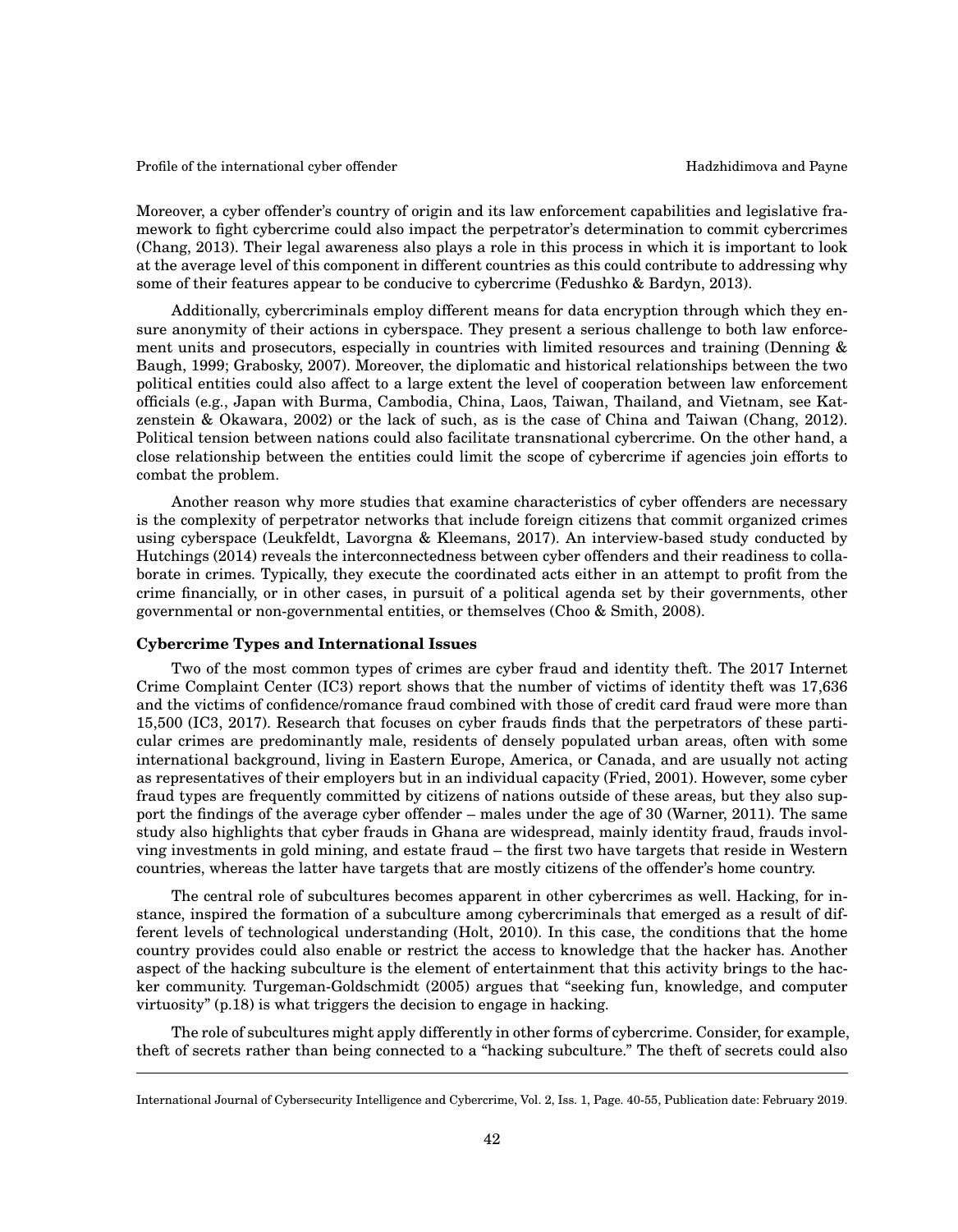Moreover, a cyber offender's country of origin and its law enforcement capabilities and legislative framework to fight cybercrime could also impact the perpetrator's determination to commit cybercrimes (Chang, 2013). Their legal awareness also plays a role in this process in which it is important to look at the average level of this component in different countries as this could contribute to addressing why some of their features appear to be conducive to cybercrime (Fedushko & Bardyn, 2013).

Additionally, cybercriminals employ different means for data encryption through which they ensure anonymity of their actions in cyberspace. They present a serious challenge to both law enforcement units and prosecutors, especially in countries with limited resources and training (Denning & Baugh, 1999; Grabosky, 2007). Moreover, the diplomatic and historical relationships between the two political entities could also affect to a large extent the level of cooperation between law enforcement officials (e.g., Japan with Burma, Cambodia, China, Laos, Taiwan, Thailand, and Vietnam, see Katzenstein & Okawara, 2002) or the lack of such, as is the case of China and Taiwan (Chang, 2012). Political tension between nations could also facilitate transnational cybercrime. On the other hand, a close relationship between the entities could limit the scope of cybercrime if agencies join efforts to combat the problem.

Another reason why more studies that examine characteristics of cyber offenders are necessary is the complexity of perpetrator networks that include foreign citizens that commit organized crimes using cyberspace (Leukfeldt, Lavorgna & Kleemans, 2017). An interview-based study conducted by Hutchings (2014) reveals the interconnectedness between cyber offenders and their readiness to collaborate in crimes. Typically, they execute the coordinated acts either in an attempt to profit from the crime financially, or in other cases, in pursuit of a political agenda set by their governments, other governmental or non-governmental entities, or themselves (Choo & Smith, 2008).

**Cybercrime Types and International Issues**

Two of the most common types of crimes are cyber fraud and identity theft. The 2017 Internet Crime Complaint Center (IC3) report shows that the number of victims of identity theft was 17,636 and the victims of confidence/romance fraud combined with those of credit card fraud were more than 15,500 (IC3, 2017). Research that focuses on cyber frauds finds that the perpetrators of these particular crimes are predominantly male, residents of densely populated urban areas, often with some international background, living in Eastern Europe, America, or Canada, and are usually not acting as representatives of their employers but in an individual capacity (Fried, 2001). However, some cyber fraud types are frequently committed by citizens of nations outside of these areas, but they also support the findings of the average cyber offender – males under the age of 30 (Warner, 2011). The same study also highlights that cyber frauds in Ghana are widespread, mainly identity fraud, frauds involving investments in gold mining, and estate fraud – the first two have targets that reside in Western countries, whereas the latter have targets that are mostly citizens of the offender's home country.

The central role of subcultures becomes apparent in other cybercrimes as well. Hacking, for instance, inspired the formation of a subculture among cybercriminals that emerged as a result of different levels of technological understanding (Holt, 2010). In this case, the conditions that the home country provides could also enable or restrict the access to knowledge that the hacker has. Another aspect of the hacking subculture is the element of entertainment that this activity brings to the hacker community. Turgeman-Goldschmidt (2005) argues that "seeking fun, knowledge, and computer virtuosity" (p.18) is what triggers the decision to engage in hacking.

The role of subcultures might apply differently in other forms of cybercrime. Consider, for example, theft of secrets rather than being connected to a "hacking subculture." The theft of secrets could also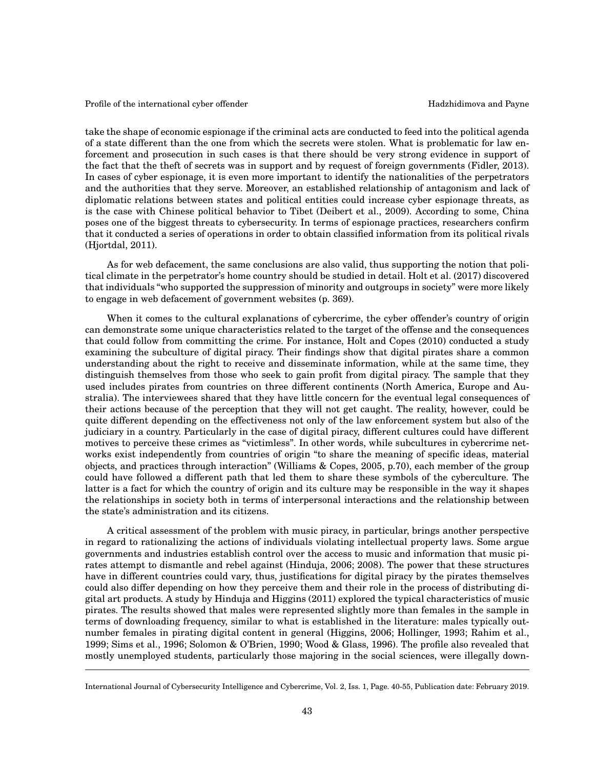take the shape of economic espionage if the criminal acts are conducted to feed into the political agenda of a state different than the one from which the secrets were stolen. What is problematic for law enforcement and prosecution in such cases is that there should be very strong evidence in support of the fact that the theft of secrets was in support and by request of foreign governments (Fidler, 2013). In cases of cyber espionage, it is even more important to identify the nationalities of the perpetrators and the authorities that they serve. Moreover, an established relationship of antagonism and lack of diplomatic relations between states and political entities could increase cyber espionage threats, as is the case with Chinese political behavior to Tibet (Deibert et al., 2009). According to some, China poses one of the biggest threats to cybersecurity. In terms of espionage practices, researchers confirm that it conducted a series of operations in order to obtain classified information from its political rivals (Hjortdal, 2011).

As for web defacement, the same conclusions are also valid, thus supporting the notion that political climate in the perpetrator's home country should be studied in detail. Holt et al. (2017) discovered that individuals "who supported the suppression of minority and outgroups in society" were more likely to engage in web defacement of government websites (p. 369).

When it comes to the cultural explanations of cybercrime, the cyber offender's country of origin can demonstrate some unique characteristics related to the target of the offense and the consequences that could follow from committing the crime. For instance, Holt and Copes (2010) conducted a study examining the subculture of digital piracy. Their findings show that digital pirates share a common understanding about the right to receive and disseminate information, while at the same time, they distinguish themselves from those who seek to gain profit from digital piracy. The sample that they used includes pirates from countries on three different continents (North America, Europe and Australia). The interviewees shared that they have little concern for the eventual legal consequences of their actions because of the perception that they will not get caught. The reality, however, could be quite different depending on the effectiveness not only of the law enforcement system but also of the judiciary in a country. Particularly in the case of digital piracy, different cultures could have different motives to perceive these crimes as "victimless". In other words, while subcultures in cybercrime networks exist independently from countries of origin "to share the meaning of specific ideas, material objects, and practices through interaction" (Williams & Copes, 2005, p.70), each member of the group could have followed a different path that led them to share these symbols of the cyberculture. The latter is a fact for which the country of origin and its culture may be responsible in the way it shapes the relationships in society both in terms of interpersonal interactions and the relationship between the state's administration and its citizens.

A critical assessment of the problem with music piracy, in particular, brings another perspective in regard to rationalizing the actions of individuals violating intellectual property laws. Some argue governments and industries establish control over the access to music and information that music pirates attempt to dismantle and rebel against (Hinduja, 2006; 2008). The power that these structures have in different countries could vary, thus, justifications for digital piracy by the pirates themselves could also differ depending on how they perceive them and their role in the process of distributing digital art products. A study by Hinduja and Higgins (2011) explored the typical characteristics of music pirates. The results showed that males were represented slightly more than females in the sample in terms of downloading frequency, similar to what is established in the literature: males typically outnumber females in pirating digital content in general (Higgins, 2006; Hollinger, 1993; Rahim et al., 1999; Sims et al., 1996; Solomon & O'Brien, 1990; Wood & Glass, 1996). The profile also revealed that mostly unemployed students, particularly those majoring in the social sciences, were illegally down-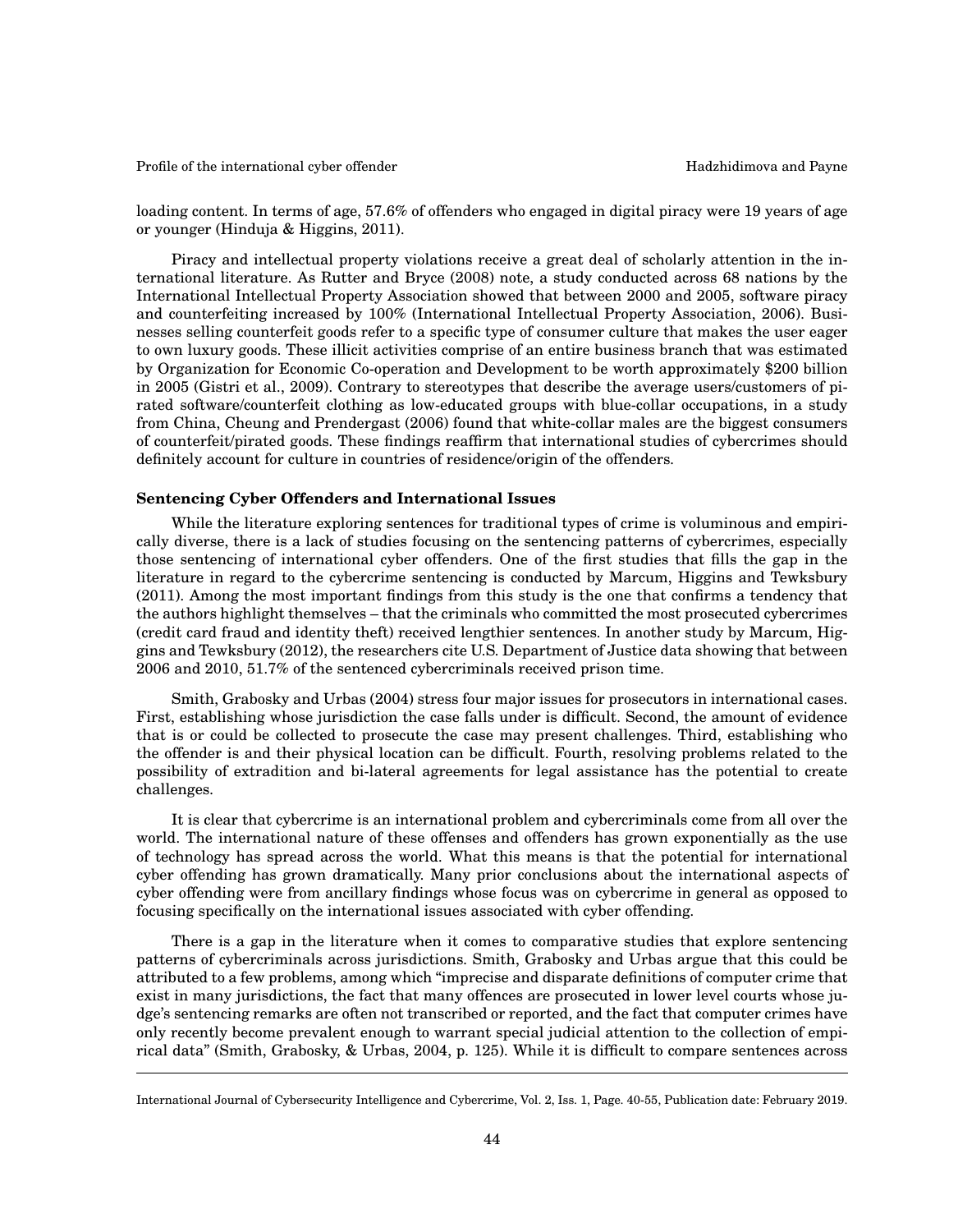loading content. In terms of age, 57.6% of offenders who engaged in digital piracy were 19 years of age or younger (Hinduja & Higgins, 2011).

Piracy and intellectual property violations receive a great deal of scholarly attention in the international literature. As Rutter and Bryce (2008) note, a study conducted across 68 nations by the International Intellectual Property Association showed that between 2000 and 2005, software piracy and counterfeiting increased by 100% (International Intellectual Property Association, 2006). Businesses selling counterfeit goods refer to a specific type of consumer culture that makes the user eager to own luxury goods. These illicit activities comprise of an entire business branch that was estimated by Organization for Economic Co-operation and Development to be worth approximately $200 billion in 2005 (Gistri et al., 2009). Contrary to stereotypes that describe the average users/customers of pirated software/counterfeit clothing as low-educated groups with blue-collar occupations, in a study from China, Cheung and Prendergast (2006) found that white-collar males are the biggest consumers of counterfeit/pirated goods. These findings reaffirm that international studies of cybercrimes should definitely account for culture in countries of residence/origin of the offenders.

### Sentencing Cyber Offenders and International Issues

While the literature exploring sentences for traditional types of crime is voluminous and empirically diverse, there is a lack of studies focusing on the sentencing patterns of cybercrimes, especially those sentencing of international cyber offenders. One of the first studies that fills the gap in the literature in regard to the cybercrime sentencing is conducted by Marcum, Higgins and Tewksbury (2011). Among the most important findings from this study is the one that confirms a tendency that the authors highlight themselves – that the criminals who committed the most prosecuted cybercrimes (credit card fraud and identity theft) received lengthier sentences. In another study by Marcum, Higgins and Tewksbury (2012), the researchers cite U.S. Department of Justice data showing that between 2006 and 2010, 51.7% of the sentenced cybercriminals received prison time.

Smith, Grabosky and Urbas (2004) stress four major issues for prosecutors in international cases. First, establishing whose jurisdiction the case falls under is difficult. Second, the amount of evidence that is or could be collected to prosecute the case may present challenges. Third, establishing who the offender is and their physical location can be difficult. Fourth, resolving problems related to the possibility of extradition and bi-lateral agreements for legal assistance has the potential to create challenges.

It is clear that cybercrime is an international problem and cybercriminals come from all over the world. The international nature of these offenses and offenders has grown exponentially as the use of technology has spread across the world. What this means is that the potential for international cyber offending has grown dramatically. Many prior conclusions about the international aspects of cyber offending were from ancillary findings whose focus was on cybercrime in general as opposed to focusing specifically on the international issues associated with cyber offending.

There is a gap in the literature when it comes to comparative studies that explore sentencing patterns of cybercriminals across jurisdictions. Smith, Grabosky and Urbas argue that this could be attributed to a few problems, among which "imprecise and disparate definitions of computer crime that exist in many jurisdictions, the fact that many offences are prosecuted in lower level courts whose judge's sentencing remarks are often not transcribed or reported, and the fact that computer crimes have only recently become prevalent enough to warrant special judicial attention to the collection of empirical data" (Smith, Grabosky, & Urbas, 2004, p. 125). While it is difficult to compare sentences across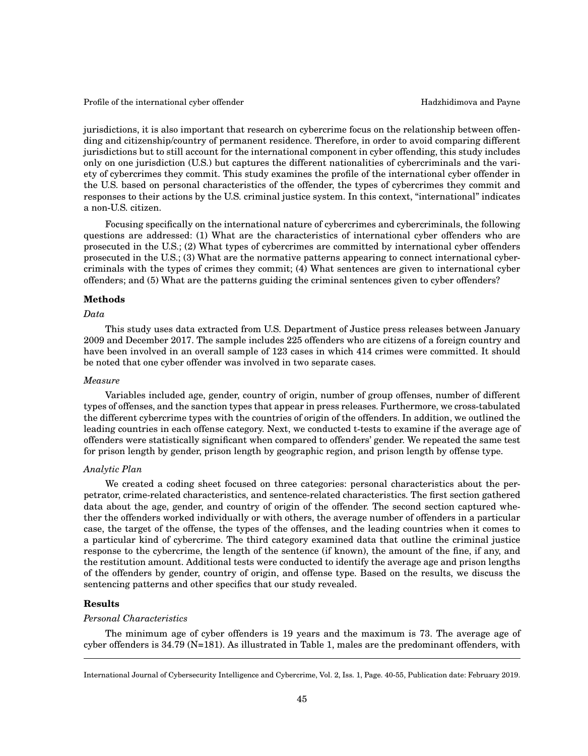jurisdictions, it is also important that research on cybercrime focus on the relationship between offending and citizenship/country of permanent residence. Therefore, in order to avoid comparing different jurisdictions but to still account for the international component in cyber offending, this study includes only on one jurisdiction (U.S.) but captures the different nationalities of cybercriminals and the variety of cybercrimes they commit. This study examines the profile of the international cyber offender in the U.S. based on personal characteristics of the offender, the types of cybercrimes they commit and responses to their actions by the U.S. criminal justice system. In this context, "international" indicates a non-U.S. citizen.

Focusing specifically on the international nature of cybercrimes and cybercriminals, the following questions are addressed: (1) What are the characteristics of international cyber offenders who are prosecuted in the U.S.; (2) What types of cybercrimes are committed by international cyber offenders prosecuted in the U.S.; (3) What are the normative patterns appearing to connect international cybercriminals with the types of crimes they commit; (4) What sentences are given to international cyber offenders; and (5) What are the patterns guiding the criminal sentences given to cyber offenders?

## Methods

### *Data*

This study uses data extracted from U.S. Department of Justice press releases between January 2009 and December 2017. The sample includes 225 offenders who are citizens of a foreign country and have been involved in an overall sample of 123 cases in which 414 crimes were committed. It should be noted that one cyber offender was involved in two separate cases.

### *Measure*

Variables included age, gender, country of origin, number of group offenses, number of different types of offenses, and the sanction types that appear in press releases. Furthermore, we cross-tabulated the different cybercrime types with the countries of origin of the offenders. In addition, we outlined the leading countries in each offense category. Next, we conducted t-tests to examine if the average age of offenders were statistically significant when compared to offenders' gender. We repeated the same test for prison length by gender, prison length by geographic region, and prison length by offense type.

### *Analytic Plan*

We created a coding sheet focused on three categories: personal characteristics about the perpetrator, crime-related characteristics, and sentence-related characteristics. The first section gathered data about the age, gender, and country of origin of the offender. The second section captured whether the offenders worked individually or with others, the average number of offenders in a particular case, the target of the offense, the types of the offenses, and the leading countries when it comes to a particular kind of cybercrime. The third category examined data that outline the criminal justice response to the cybercrime, the length of the sentence (if known), the amount of the fine, if any, and the restitution amount. Additional tests were conducted to identify the average age and prison lengths of the offenders by gender, country of origin, and offense type. Based on the results, we discuss the sentencing patterns and other specifics that our study revealed.

## Results

### *Personal Characteristics*

The minimum age of cyber offenders is 19 years and the maximum is 73. The average age of cyber offenders is 34.79 (N=181). As illustrated in Table 1, males are the predominant offenders, with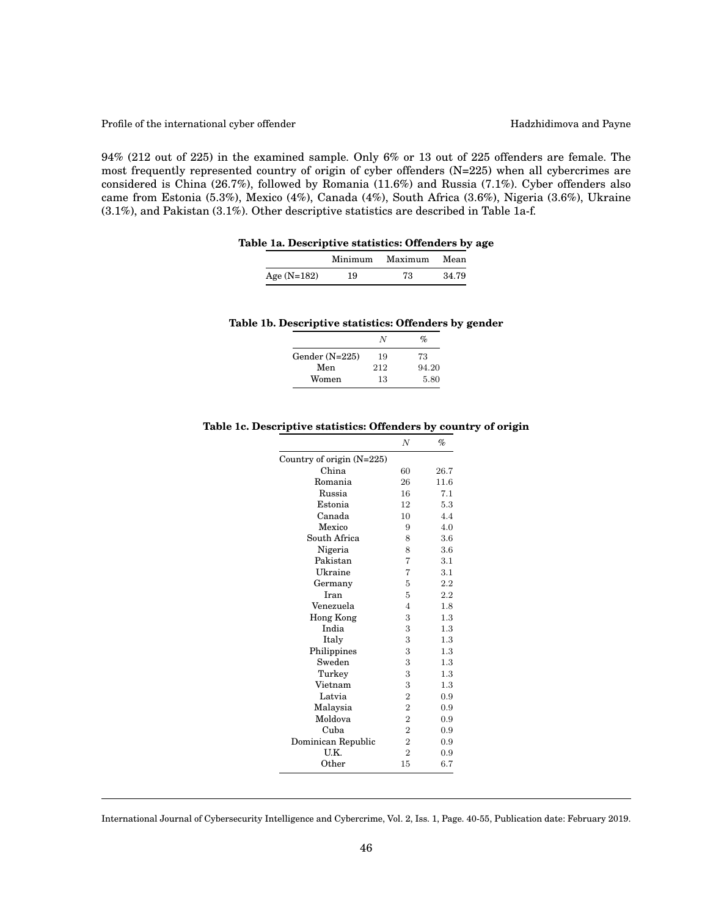94% (212 out of 225) in the examined sample. Only 6% or 13 out of 225 offenders are female. The most frequently represented country of origin of cyber offenders (N=225) when all cybercrimes are considered is China (26.7%), followed by Romania (11.6%) and Russia (7.1%). Cyber offenders also came from Estonia (5.3%), Mexico (4%), Canada (4%), South Africa (3.6%), Nigeria (3.6%), Ukraine (3.1%), and Pakistan (3.1%). Other descriptive statistics are described in Table 1a-f.

**Table 1a. Descriptive statistics: Offenders by age**

| | Minimum | Maximum | Mean |
|---|---|---|---|
| Age (N=182) | 19 | 73 | 34.79 |

**Table 1b. Descriptive statistics: Offenders by gender**

| | *N* | % |
|---|---|---|
| Gender (N=225) | 19 | 73 |
| Men | 212 | 94.20 |
| Women | 13 | 5.80 |

**Table 1c. Descriptive statistics: Offenders by country of origin**

| | *N* | % |
|---|---|---|
| Country of origin (N=225) | | |
| China | 60 | 26.7 |
| Romania | 26 | 11.6 |
| Russia | 16 | 7.1 |
| Estonia | 12 | 5.3 |
| Canada | 10 | 4.4 |
| Mexico | 9 | 4.0 |
| South Africa | 8 | 3.6 |
| Nigeria | 8 | 3.6 |
| Pakistan | 7 | 3.1 |
| Ukraine | 7 | 3.1 |
| Germany | 5 | 2.2 |
| Iran | 5 | 2.2 |
| Venezuela | 4 | 1.8 |
| Hong Kong | 3 | 1.3 |
| India | 3 | 1.3 |
| Italy | 3 | 1.3 |
| Philippines | 3 | 1.3 |
| Sweden | 3 | 1.3 |
| Turkey | 3 | 1.3 |
| Vietnam | 3 | 1.3 |
| Latvia | 2 | 0.9 |
| Malaysia | 2 | 0.9 |
| Moldova | 2 | 0.9 |
| Cuba | 2 | 0.9 |
| Dominican Republic | 2 | 0.9 |
| U.K. | 2 | 0.9 |
| Other | 15 | 6.7 |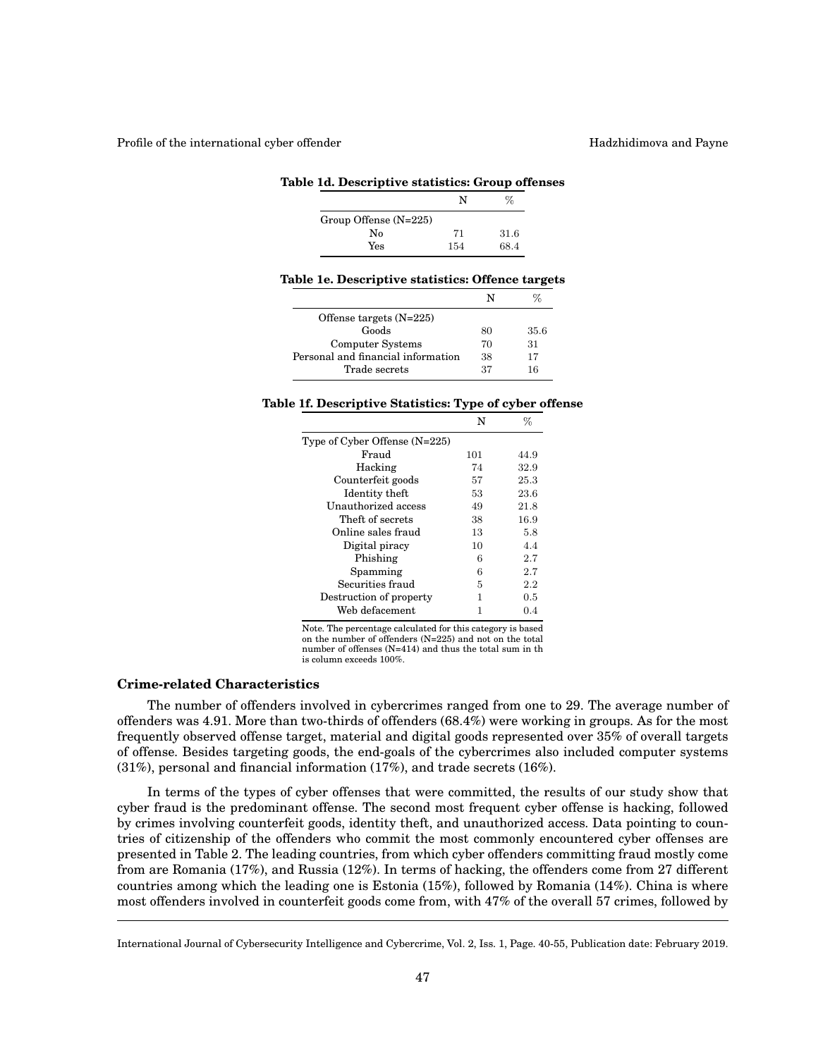**Table 1d. Descriptive statistics: Group offenses**

| | N | % |
|---|---|---|
| Group Offense (N=225) | | |
| No | 71 | 31.6 |
| Yes | 154 | 68.4 |

**Table 1e. Descriptive statistics: Offence targets**

| | N | % |
|---|---|---|
| Offense targets (N=225) | | |
| Goods | 80 | 35.6 |
| Computer Systems | 70 | 31 |
| Personal and financial information | 38 | 17 |
| Trade secrets | 37 | 16 |

**Table 1f. Descriptive Statistics: Type of cyber offense**

| | N | % |
|---|---|---|
| Type of Cyber Offense (N=225) | | |
| Fraud | 101 | 44.9 |
| Hacking | 74 | 32.9 |
| Counterfeit goods | 57 | 25.3 |
| Identity theft | 53 | 23.6 |
| Unauthorized access | 49 | 21.8 |
| Theft of secrets | 38 | 16.9 |
| Online sales fraud | 13 | 5.8 |
| Digital piracy | 10 | 4.4 |
| Phishing | 6 | 2.7 |
| Spamming | 6 | 2.7 |
| Securities fraud | 5 | 2.2 |
| Destruction of property | 1 | 0.5 |
| Web defacement | 1 | 0.4 |

Note. The percentage calculated for this category is based on the number of offenders (N=225) and not on the total number of offenses (N=414) and thus the total sum in th is column exceeds 100%.

### Crime-related Characteristics

The number of offenders involved in cybercrimes ranged from one to 29. The average number of offenders was 4.91. More than two-thirds of offenders (68.4%) were working in groups. As for the most frequently observed offense target, material and digital goods represented over 35% of overall targets of offense. Besides targeting goods, the end-goals of the cybercrimes also included computer systems (31%), personal and financial information (17%), and trade secrets (16%).

In terms of the types of cyber offenses that were committed, the results of our study show that cyber fraud is the predominant offense. The second most frequent cyber offense is hacking, followed by crimes involving counterfeit goods, identity theft, and unauthorized access. Data pointing to countries of citizenship of the offenders who commit the most commonly encountered cyber offenses are presented in Table 2. The leading countries, from which cyber offenders committing fraud mostly come from are Romania (17%), and Russia (12%). In terms of hacking, the offenders come from 27 different countries among which the leading one is Estonia (15%), followed by Romania (14%). China is where most offenders involved in counterfeit goods come from, with 47% of the overall 57 crimes, followed by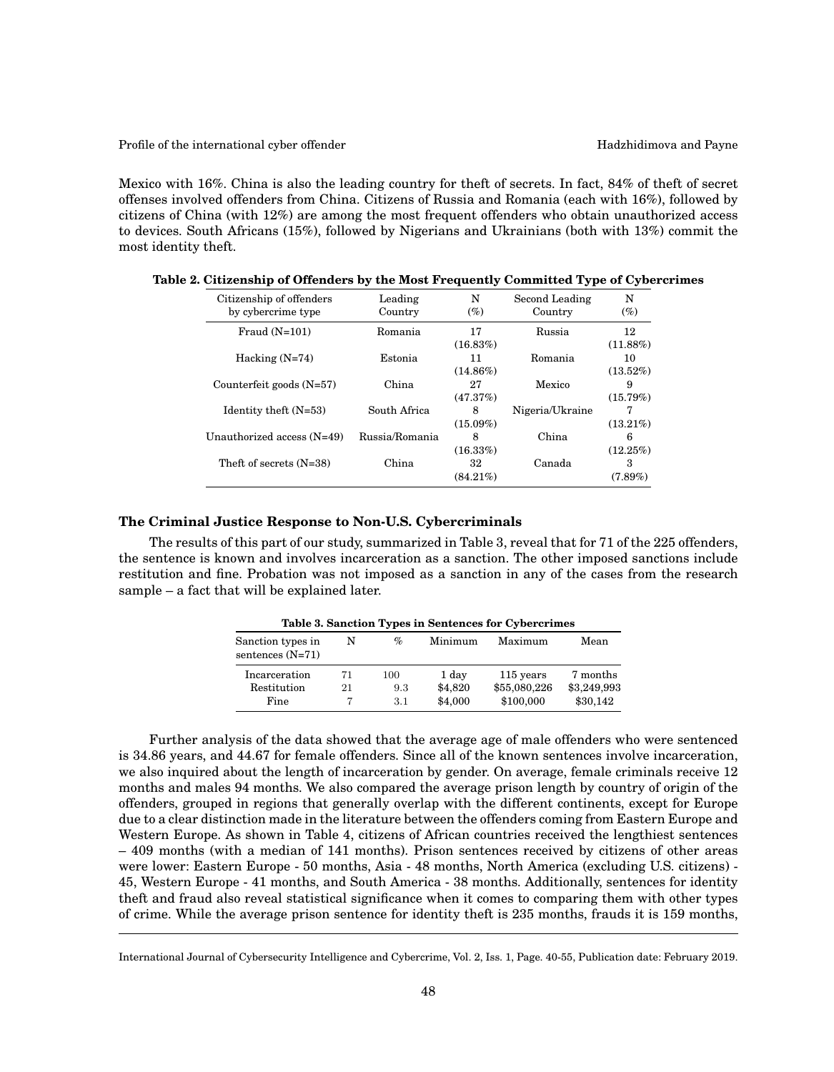Mexico with 16%. China is also the leading country for theft of secrets. In fact, 84% of theft of secret offenses involved offenders from China. Citizens of Russia and Romania (each with 16%), followed by citizens of China (with 12%) are among the most frequent offenders who obtain unauthorized access to devices. South Africans (15%), followed by Nigerians and Ukrainians (both with 13%) commit the most identity theft.

**Table 2. Citizenship of Offenders by the Most Frequently Committed Type of Cybercrimes**

| Citizenship of offenders by cybercrime type | Leading Country | N (%) | Second Leading Country | N (%) |
|---|---|---|---|---|
| Fraud (N=101) | Romania | 17 (16.83%) | Russia | 12 (11.88%) |
| Hacking (N=74) | Estonia | 11 (14.86%) | Romania | 10 (13.52%) |
| Counterfeit goods (N=57) | China | 27 (47.37%) | Mexico | 9 (15.79%) |
| Identity theft (N=53) | South Africa | 8 (15.09%) | Nigeria/Ukraine | 7 (13.21%) |
| Unauthorized access (N=49) | Russia/Romania | 8 (16.33%) | China | 6 (12.25%) |
| Theft of secrets (N=38) | China | 32 (84.21%) | Canada | 3 (7.89%) |

### The Criminal Justice Response to Non-U.S. Cybercriminals

The results of this part of our study, summarized in Table 3, reveal that for 71 of the 225 offenders, the sentence is known and involves incarceration as a sanction. The other imposed sanctions include restitution and fine. Probation was not imposed as a sanction in any of the cases from the research sample – a fact that will be explained later.

**Table 3. Sanction Types in Sentences for Cybercrimes**

| Sanction types in sentences (N=71) | N | % | Minimum | Maximum | Mean |
|---|---|---|---|---|---|
| Incarceration | 71 | 100 | 1 day | 115 years | 7 months |
| Restitution | 21 | 9.3 | $4,820 | $55,080,226 | $3,249,993 |
| Fine | 7 | 3.1 | $4,000 | $100,000 | $30,142 |

Further analysis of the data showed that the average age of male offenders who were sentenced is 34.86 years, and 44.67 for female offenders. Since all of the known sentences involve incarceration, we also inquired about the length of incarceration by gender. On average, female criminals receive 12 months and males 94 months. We also compared the average prison length by country of origin of the offenders, grouped in regions that generally overlap with the different continents, except for Europe due to a clear distinction made in the literature between the offenders coming from Eastern Europe and Western Europe. As shown in Table 4, citizens of African countries received the lengthiest sentences – 409 months (with a median of 141 months). Prison sentences received by citizens of other areas were lower: Eastern Europe - 50 months, Asia - 48 months, North America (excluding U.S. citizens) - 45, Western Europe - 41 months, and South America - 38 months. Additionally, sentences for identity theft and fraud also reveal statistical significance when it comes to comparing them with other types of crime. While the average prison sentence for identity theft is 235 months, frauds it is 159 months,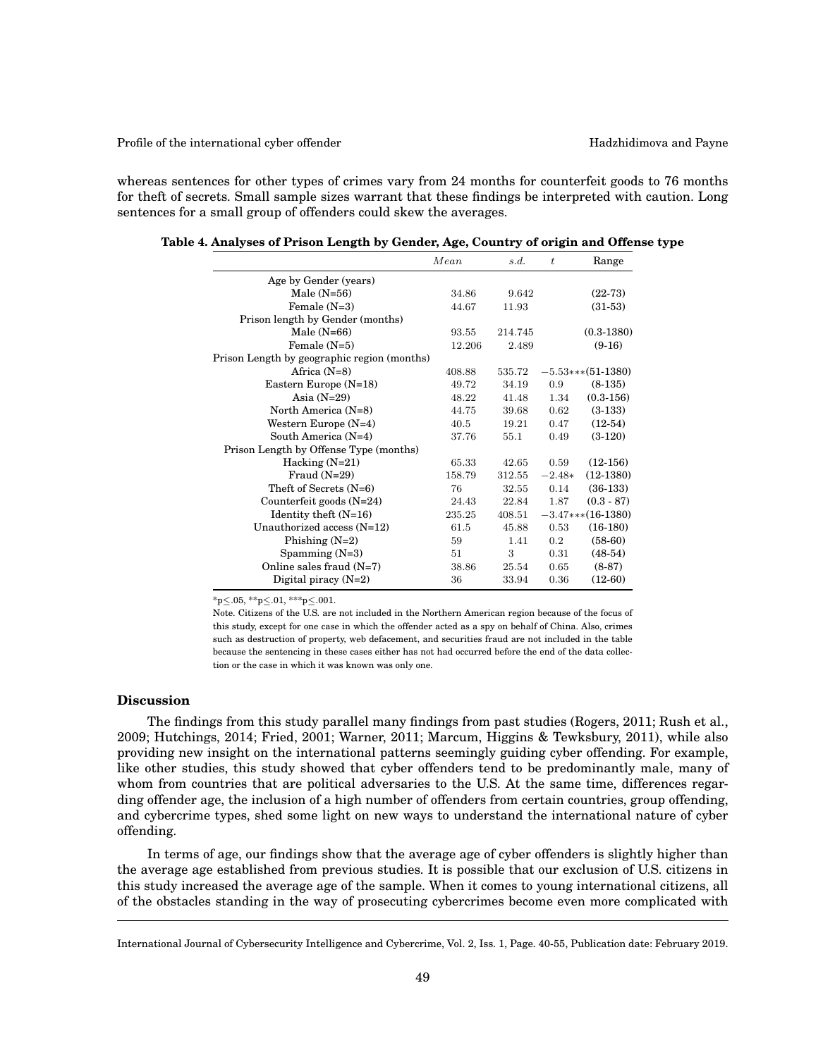whereas sentences for other types of crimes vary from 24 months for counterfeit goods to 76 months for theft of secrets. Small sample sizes warrant that these findings be interpreted with caution. Long sentences for a small group of offenders could skew the averages.

**Table 4. Analyses of Prison Length by Gender, Age, Country of origin and Offense type**

| | *Mean* | *s.d.* | *t* | Range |
|---|---|---|---|---|
| Age by Gender (years) | | | | |
| Male (N=56) | 34.86 | 9.642 | | (22-73) |
| Female (N=3) | 44.67 | 11.93 | | (31-53) |
| Prison length by Gender (months) | | | | |
| Male (N=66) | 93.55 | 214.745 | | (0.3-1380) |
| Female (N=5) | 12.206 | 2.489 | | (9-16) |
| Prison Length by geographic region (months) | | | | |
| Africa (N=8) | 408.88 | 535.72 | −5.53*** | (51-1380) |
| Eastern Europe (N=18) | 49.72 | 34.19 | 0.9 | (8-135) |
| Asia (N=29) | 48.22 | 41.48 | 1.34 | (0.3-156) |
| North America (N=8) | 44.75 | 39.68 | 0.62 | (3-133) |
| Western Europe (N=4) | 40.5 | 19.21 | 0.47 | (12-54) |
| South America (N=4) | 37.76 | 55.1 | 0.49 | (3-120) |
| Prison Length by Offense Type (months) | | | | |
| Hacking (N=21) | 65.33 | 42.65 | 0.59 | (12-156) |
| Fraud (N=29) | 158.79 | 312.55 | −2.48* | (12-1380) |
| Theft of Secrets (N=6) | 76 | 32.55 | 0.14 | (36-133) |
| Counterfeit goods (N=24) | 24.43 | 22.84 | 1.87 | (0.3 - 87) |
| Identity theft (N=16) | 235.25 | 408.51 | −3.47*** | (16-1380) |
| Unauthorized access (N=12) | 61.5 | 45.88 | 0.53 | (16-180) |
| Phishing (N=2) | 59 | 1.41 | 0.2 | (58-60) |
| Spamming (N=3) | 51 | 3 | 0.31 | (48-54) |
| Online sales fraud (N=7) | 38.86 | 25.54 | 0.65 | (8-87) |
| Digital piracy (N=2) | 36 | 33.94 | 0.36 | (12-60) |

*p≤.05, **p≤.01, ***p≤.001.

Note. Citizens of the U.S. are not included in the Northern American region because of the focus of this study, except for one case in which the offender acted as a spy on behalf of China. Also, crimes such as destruction of property, web defacement, and securities fraud are not included in the table because the sentencing in these cases either has not had occurred before the end of the data collection or the case in which it was known was only one.

### Discussion

The findings from this study parallel many findings from past studies (Rogers, 2011; Rush et al., 2009; Hutchings, 2014; Fried, 2001; Warner, 2011; Marcum, Higgins & Tewksbury, 2011), while also providing new insight on the international patterns seemingly guiding cyber offending. For example, like other studies, this study showed that cyber offenders tend to be predominantly male, many of whom from countries that are political adversaries to the U.S. At the same time, differences regarding offender age, the inclusion of a high number of offenders from certain countries, group offending, and cybercrime types, shed some light on new ways to understand the international nature of cyber offending.

In terms of age, our findings show that the average age of cyber offenders is slightly higher than the average age established from previous studies. It is possible that our exclusion of U.S. citizens in this study increased the average age of the sample. When it comes to young international citizens, all of the obstacles standing in the way of prosecuting cybercrimes become even more complicated with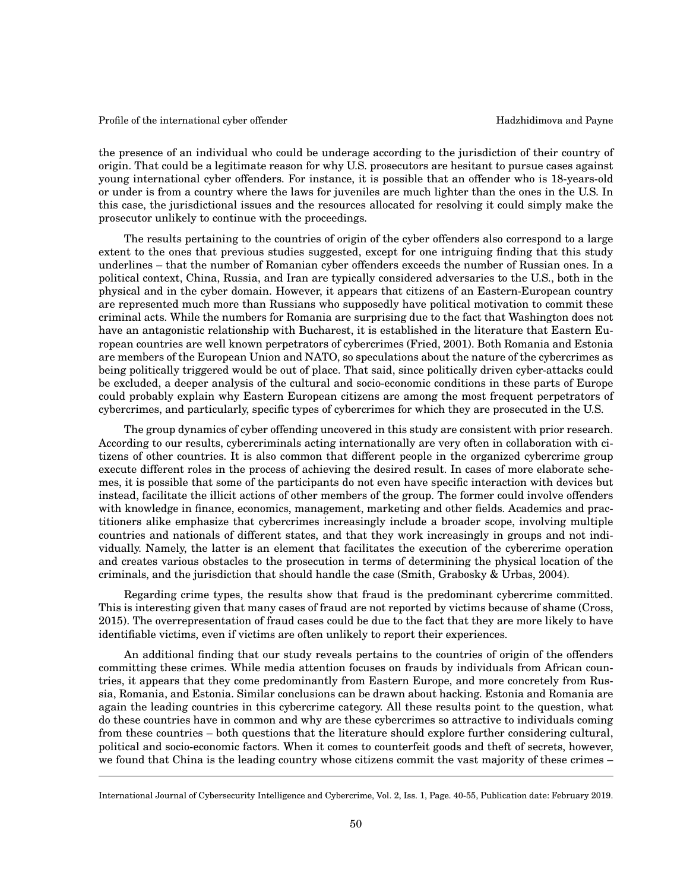the presence of an individual who could be underage according to the jurisdiction of their country of origin. That could be a legitimate reason for why U.S. prosecutors are hesitant to pursue cases against young international cyber offenders. For instance, it is possible that an offender who is 18-years-old or under is from a country where the laws for juveniles are much lighter than the ones in the U.S. In this case, the jurisdictional issues and the resources allocated for resolving it could simply make the prosecutor unlikely to continue with the proceedings.

The results pertaining to the countries of origin of the cyber offenders also correspond to a large extent to the ones that previous studies suggested, except for one intriguing finding that this study underlines – that the number of Romanian cyber offenders exceeds the number of Russian ones. In a political context, China, Russia, and Iran are typically considered adversaries to the U.S., both in the physical and in the cyber domain. However, it appears that citizens of an Eastern-European country are represented much more than Russians who supposedly have political motivation to commit these criminal acts. While the numbers for Romania are surprising due to the fact that Washington does not have an antagonistic relationship with Bucharest, it is established in the literature that Eastern European countries are well known perpetrators of cybercrimes (Fried, 2001). Both Romania and Estonia are members of the European Union and NATO, so speculations about the nature of the cybercrimes as being politically triggered would be out of place. That said, since politically driven cyber-attacks could be excluded, a deeper analysis of the cultural and socio-economic conditions in these parts of Europe could probably explain why Eastern European citizens are among the most frequent perpetrators of cybercrimes, and particularly, specific types of cybercrimes for which they are prosecuted in the U.S.

The group dynamics of cyber offending uncovered in this study are consistent with prior research. According to our results, cybercriminals acting internationally are very often in collaboration with citizens of other countries. It is also common that different people in the organized cybercrime group execute different roles in the process of achieving the desired result. In cases of more elaborate schemes, it is possible that some of the participants do not even have specific interaction with devices but instead, facilitate the illicit actions of other members of the group. The former could involve offenders with knowledge in finance, economics, management, marketing and other fields. Academics and practitioners alike emphasize that cybercrimes increasingly include a broader scope, involving multiple countries and nationals of different states, and that they work increasingly in groups and not individually. Namely, the latter is an element that facilitates the execution of the cybercrime operation and creates various obstacles to the prosecution in terms of determining the physical location of the criminals, and the jurisdiction that should handle the case (Smith, Grabosky & Urbas, 2004).

Regarding crime types, the results show that fraud is the predominant cybercrime committed. This is interesting given that many cases of fraud are not reported by victims because of shame (Cross, 2015). The overrepresentation of fraud cases could be due to the fact that they are more likely to have identifiable victims, even if victims are often unlikely to report their experiences.

An additional finding that our study reveals pertains to the countries of origin of the offenders committing these crimes. While media attention focuses on frauds by individuals from African countries, it appears that they come predominantly from Eastern Europe, and more concretely from Russia, Romania, and Estonia. Similar conclusions can be drawn about hacking. Estonia and Romania are again the leading countries in this cybercrime category. All these results point to the question, what do these countries have in common and why are these cybercrimes so attractive to individuals coming from these countries – both questions that the literature should explore further considering cultural, political and socio-economic factors. When it comes to counterfeit goods and theft of secrets, however, we found that China is the leading country whose citizens commit the vast majority of these crimes –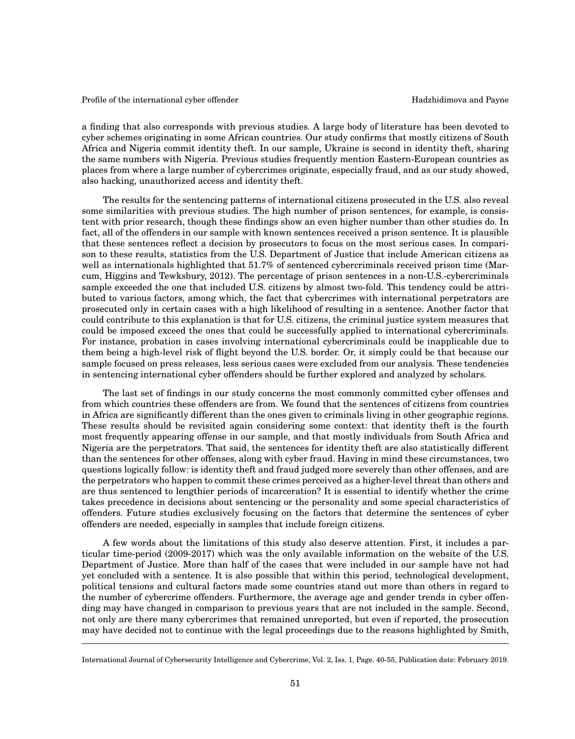a finding that also corresponds with previous studies. A large body of literature has been devoted to cyber schemes originating in some African countries. Our study confirms that mostly citizens of South Africa and Nigeria commit identity theft. In our sample, Ukraine is second in identity theft, sharing the same numbers with Nigeria. Previous studies frequently mention Eastern-European countries as places from where a large number of cybercrimes originate, especially fraud, and as our study showed, also hacking, unauthorized access and identity theft.

The results for the sentencing patterns of international citizens prosecuted in the U.S. also reveal some similarities with previous studies. The high number of prison sentences, for example, is consistent with prior research, though these findings show an even higher number than other studies do. In fact, all of the offenders in our sample with known sentences received a prison sentence. It is plausible that these sentences reflect a decision by prosecutors to focus on the most serious cases. In comparison to these results, statistics from the U.S. Department of Justice that include American citizens as well as internationals highlighted that 51.7% of sentenced cybercriminals received prison time (Marcum, Higgins and Tewksbury, 2012). The percentage of prison sentences in a non-U.S.-cybercriminals sample exceeded the one that included U.S. citizens by almost two-fold. This tendency could be attributed to various factors, among which, the fact that cybercrimes with international perpetrators are prosecuted only in certain cases with a high likelihood of resulting in a sentence. Another factor that could contribute to this explanation is that for U.S. citizens, the criminal justice system measures that could be imposed exceed the ones that could be successfully applied to international cybercriminals. For instance, probation in cases involving international cybercriminals could be inapplicable due to them being a high-level risk of flight beyond the U.S. border. Or, it simply could be that because our sample focused on press releases, less serious cases were excluded from our analysis. These tendencies in sentencing international cyber offenders should be further explored and analyzed by scholars.

The last set of findings in our study concerns the most commonly committed cyber offenses and from which countries these offenders are from. We found that the sentences of citizens from countries in Africa are significantly different than the ones given to criminals living in other geographic regions. These results should be revisited again considering some context: that identity theft is the fourth most frequently appearing offense in our sample, and that mostly individuals from South Africa and Nigeria are the perpetrators. That said, the sentences for identity theft are also statistically different than the sentences for other offenses, along with cyber fraud. Having in mind these circumstances, two questions logically follow: is identity theft and fraud judged more severely than other offenses, and are the perpetrators who happen to commit these crimes perceived as a higher-level threat than others and are thus sentenced to lengthier periods of incarceration? It is essential to identify whether the crime takes precedence in decisions about sentencing or the personality and some special characteristics of offenders. Future studies exclusively focusing on the factors that determine the sentences of cyber offenders are needed, especially in samples that include foreign citizens.

A few words about the limitations of this study also deserve attention. First, it includes a particular time-period (2009-2017) which was the only available information on the website of the U.S. Department of Justice. More than half of the cases that were included in our sample have not had yet concluded with a sentence. It is also possible that within this period, technological development, political tensions and cultural factors made some countries stand out more than others in regard to the number of cybercrime offenders. Furthermore, the average age and gender trends in cyber offending may have changed in comparison to previous years that are not included in the sample. Second, not only are there many cybercrimes that remained unreported, but even if reported, the prosecution may have decided not to continue with the legal proceedings due to the reasons highlighted by Smith,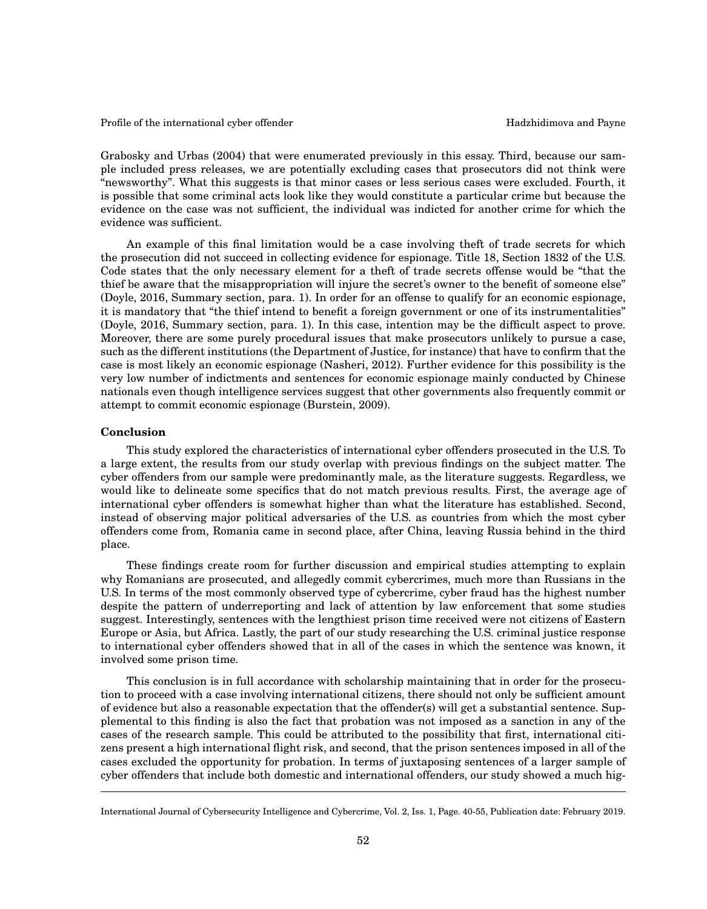Grabosky and Urbas (2004) that were enumerated previously in this essay. Third, because our sample included press releases, we are potentially excluding cases that prosecutors did not think were "newsworthy". What this suggests is that minor cases or less serious cases were excluded. Fourth, it is possible that some criminal acts look like they would constitute a particular crime but because the evidence on the case was not sufficient, the individual was indicted for another crime for which the evidence was sufficient.

An example of this final limitation would be a case involving theft of trade secrets for which the prosecution did not succeed in collecting evidence for espionage. Title 18, Section 1832 of the U.S. Code states that the only necessary element for a theft of trade secrets offense would be "that the thief be aware that the misappropriation will injure the secret's owner to the benefit of someone else" (Doyle, 2016, Summary section, para. 1). In order for an offense to qualify for an economic espionage, it is mandatory that "the thief intend to benefit a foreign government or one of its instrumentalities" (Doyle, 2016, Summary section, para. 1). In this case, intention may be the difficult aspect to prove. Moreover, there are some purely procedural issues that make prosecutors unlikely to pursue a case, such as the different institutions (the Department of Justice, for instance) that have to confirm that the case is most likely an economic espionage (Nasheri, 2012). Further evidence for this possibility is the very low number of indictments and sentences for economic espionage mainly conducted by Chinese nationals even though intelligence services suggest that other governments also frequently commit or attempt to commit economic espionage (Burstein, 2009).

**Conclusion**

This study explored the characteristics of international cyber offenders prosecuted in the U.S. To a large extent, the results from our study overlap with previous findings on the subject matter. The cyber offenders from our sample were predominantly male, as the literature suggests. Regardless, we would like to delineate some specifics that do not match previous results. First, the average age of international cyber offenders is somewhat higher than what the literature has established. Second, instead of observing major political adversaries of the U.S. as countries from which the most cyber offenders come from, Romania came in second place, after China, leaving Russia behind in the third place.

These findings create room for further discussion and empirical studies attempting to explain why Romanians are prosecuted, and allegedly commit cybercrimes, much more than Russians in the U.S. In terms of the most commonly observed type of cybercrime, cyber fraud has the highest number despite the pattern of underreporting and lack of attention by law enforcement that some studies suggest. Interestingly, sentences with the lengthiest prison time received were not citizens of Eastern Europe or Asia, but Africa. Lastly, the part of our study researching the U.S. criminal justice response to international cyber offenders showed that in all of the cases in which the sentence was known, it involved some prison time.

This conclusion is in full accordance with scholarship maintaining that in order for the prosecution to proceed with a case involving international citizens, there should not only be sufficient amount of evidence but also a reasonable expectation that the offender(s) will get a substantial sentence. Supplemental to this finding is also the fact that probation was not imposed as a sanction in any of the cases of the research sample. This could be attributed to the possibility that first, international citizens present a high international flight risk, and second, that the prison sentences imposed in all of the cases excluded the opportunity for probation. In terms of juxtaposing sentences of a larger sample of cyber offenders that include both domestic and international offenders, our study showed a much hig-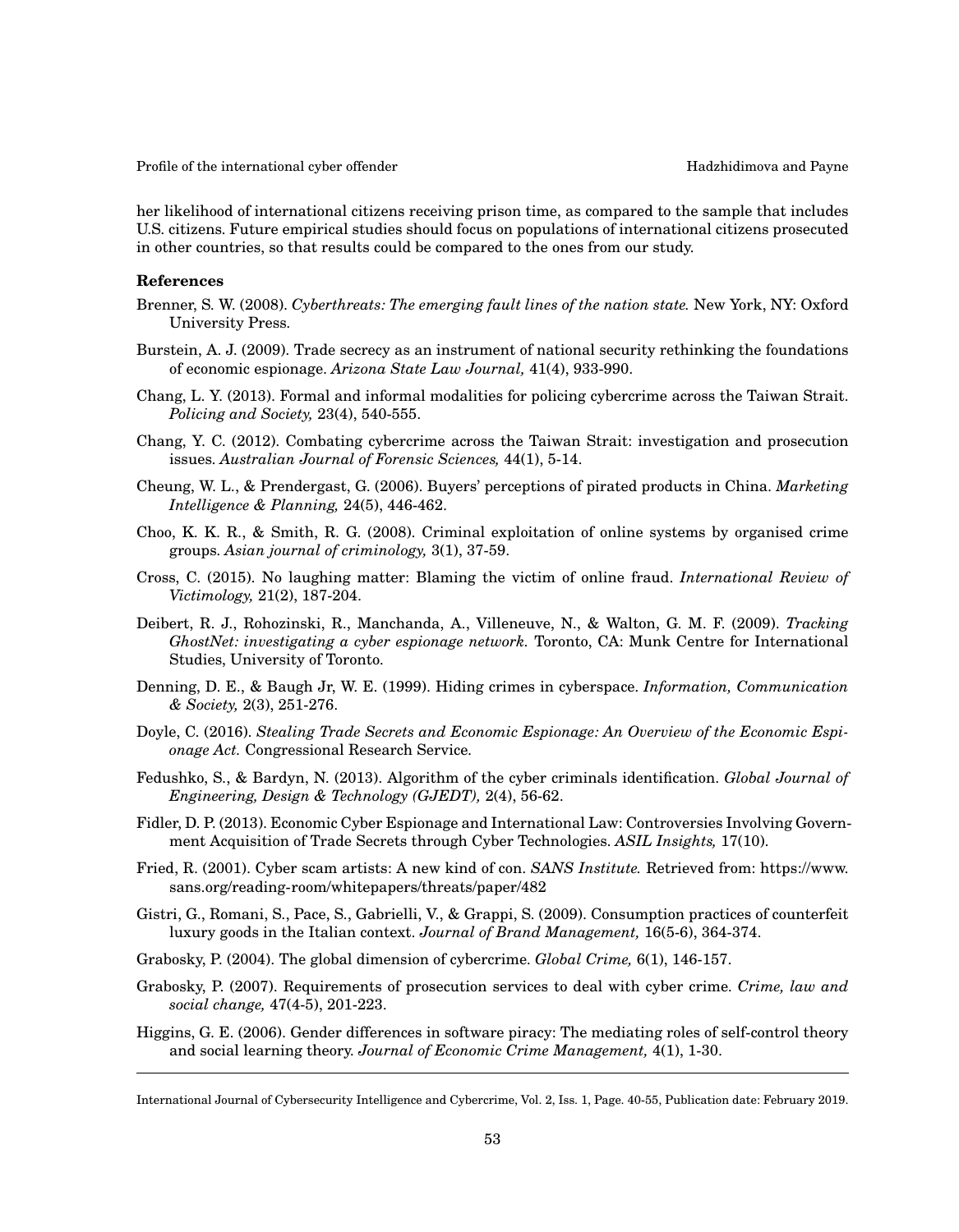her likelihood of international citizens receiving prison time, as compared to the sample that includes U.S. citizens. Future empirical studies should focus on populations of international citizens prosecuted in other countries, so that results could be compared to the ones from our study.

**References**

Brenner, S. W. (2008). *Cyberthreats: The emerging fault lines of the nation state.* New York, NY: Oxford University Press.

Burstein, A. J. (2009). Trade secrecy as an instrument of national security rethinking the foundations of economic espionage. *Arizona State Law Journal,* 41(4), 933-990.

Chang, L. Y. (2013). Formal and informal modalities for policing cybercrime across the Taiwan Strait. *Policing and Society,* 23(4), 540-555.

Chang, Y. C. (2012). Combating cybercrime across the Taiwan Strait: investigation and prosecution issues. *Australian Journal of Forensic Sciences,* 44(1), 5-14.

Cheung, W. L., & Prendergast, G. (2006). Buyers' perceptions of pirated products in China. *Marketing Intelligence & Planning,* 24(5), 446-462.

Choo, K. K. R., & Smith, R. G. (2008). Criminal exploitation of online systems by organised crime groups. *Asian journal of criminology,* 3(1), 37-59.

Cross, C. (2015). No laughing matter: Blaming the victim of online fraud. *International Review of Victimology,* 21(2), 187-204.

Deibert, R. J., Rohozinski, R., Manchanda, A., Villeneuve, N., & Walton, G. M. F. (2009). *Tracking GhostNet: investigating a cyber espionage network.* Toronto, CA: Munk Centre for International Studies, University of Toronto.

Denning, D. E., & Baugh Jr, W. E. (1999). Hiding crimes in cyberspace. *Information, Communication & Society,* 2(3), 251-276.

Doyle, C. (2016). *Stealing Trade Secrets and Economic Espionage: An Overview of the Economic Espionage Act.* Congressional Research Service.

Fedushko, S., & Bardyn, N. (2013). Algorithm of the cyber criminals identification. *Global Journal of Engineering, Design & Technology (GJEDT),* 2(4), 56-62.

Fidler, D. P. (2013). Economic Cyber Espionage and International Law: Controversies Involving Government Acquisition of Trade Secrets through Cyber Technologies. *ASIL Insights,* 17(10).

Fried, R. (2001). Cyber scam artists: A new kind of con. *SANS Institute.* Retrieved from: https://www.sans.org/reading-room/whitepapers/threats/paper/482

Gistri, G., Romani, S., Pace, S., Gabrielli, V., & Grappi, S. (2009). Consumption practices of counterfeit luxury goods in the Italian context. *Journal of Brand Management,* 16(5-6), 364-374.

Grabosky, P. (2004). The global dimension of cybercrime. *Global Crime,* 6(1), 146-157.

Grabosky, P. (2007). Requirements of prosecution services to deal with cyber crime. *Crime, law and social change,* 47(4-5), 201-223.

Higgins, G. E. (2006). Gender differences in software piracy: The mediating roles of self-control theory and social learning theory. *Journal of Economic Crime Management,* 4(1), 1-30.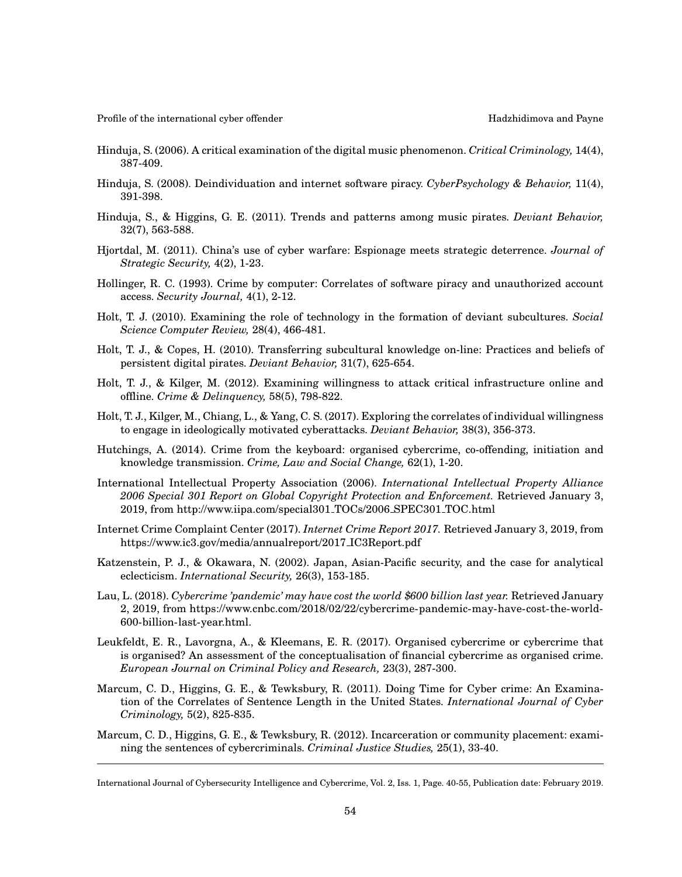Hinduja, S. (2006). A critical examination of the digital music phenomenon. *Critical Criminology,* 14(4), 387-409.

Hinduja, S. (2008). Deindividuation and internet software piracy. *CyberPsychology & Behavior,* 11(4), 391-398.

Hinduja, S., & Higgins, G. E. (2011). Trends and patterns among music pirates. *Deviant Behavior,* 32(7), 563-588.

Hjortdal, M. (2011). China's use of cyber warfare: Espionage meets strategic deterrence. *Journal of Strategic Security,* 4(2), 1-23.

Hollinger, R. C. (1993). Crime by computer: Correlates of software piracy and unauthorized account access. *Security Journal,* 4(1), 2-12.

Holt, T. J. (2010). Examining the role of technology in the formation of deviant subcultures. *Social Science Computer Review,* 28(4), 466-481.

Holt, T. J., & Copes, H. (2010). Transferring subcultural knowledge on-line: Practices and beliefs of persistent digital pirates. *Deviant Behavior,* 31(7), 625-654.

Holt, T. J., & Kilger, M. (2012). Examining willingness to attack critical infrastructure online and offline. *Crime & Delinquency,* 58(5), 798-822.

Holt, T. J., Kilger, M., Chiang, L., & Yang, C. S. (2017). Exploring the correlates of individual willingness to engage in ideologically motivated cyberattacks. *Deviant Behavior,* 38(3), 356-373.

Hutchings, A. (2014). Crime from the keyboard: organised cybercrime, co-offending, initiation and knowledge transmission. *Crime, Law and Social Change,* 62(1), 1-20.

International Intellectual Property Association (2006). *International Intellectual Property Alliance 2006 Special 301 Report on Global Copyright Protection and Enforcement.* Retrieved January 3, 2019, from http://www.iipa.com/special301_TOCs/2006_SPEC301_TOC.html

Internet Crime Complaint Center (2017). *Internet Crime Report 2017.* Retrieved January 3, 2019, from https://www.ic3.gov/media/annualreport/2017_IC3Report.pdf

Katzenstein, P. J., & Okawara, N. (2002). Japan, Asian-Pacific security, and the case for analytical eclecticism. *International Security,* 26(3), 153-185.

Lau, L. (2018). *Cybercrime 'pandemic' may have cost the world $600 billion last year.* Retrieved January 2, 2019, from https://www.cnbc.com/2018/02/22/cybercrime-pandemic-may-have-cost-the-world-600-billion-last-year.html.

Leukfeldt, E. R., Lavorgna, A., & Kleemans, E. R. (2017). Organised cybercrime or cybercrime that is organised? An assessment of the conceptualisation of financial cybercrime as organised crime. *European Journal on Criminal Policy and Research,* 23(3), 287-300.

Marcum, C. D., Higgins, G. E., & Tewksbury, R. (2011). Doing Time for Cyber crime: An Examination of the Correlates of Sentence Length in the United States. *International Journal of Cyber Criminology,* 5(2), 825-835.

Marcum, C. D., Higgins, G. E., & Tewksbury, R. (2012). Incarceration or community placement: examining the sentences of cybercriminals. *Criminal Justice Studies,* 25(1), 33-40.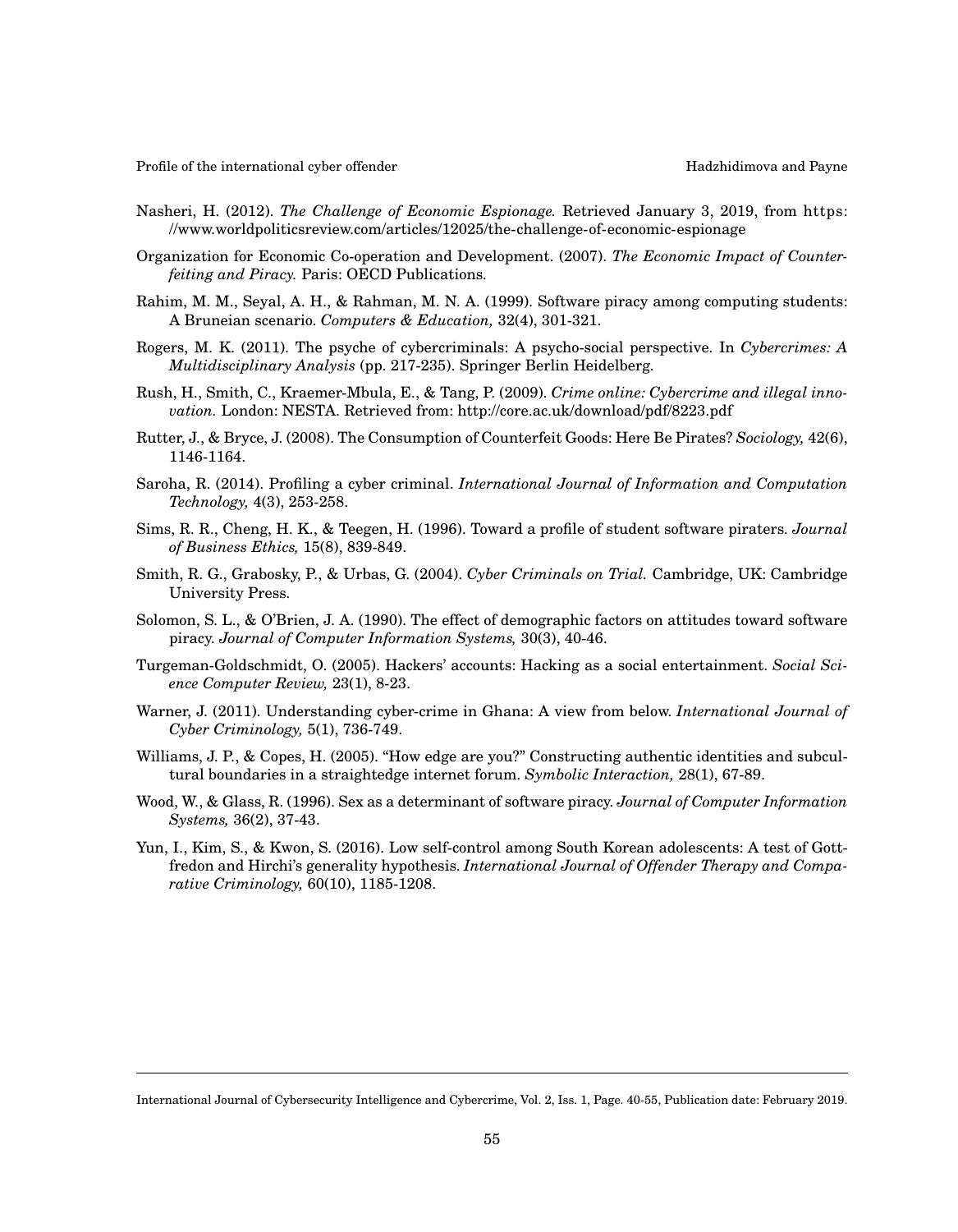Nasheri, H. (2012). *The Challenge of Economic Espionage.* Retrieved January 3, 2019, from https://www.worldpoliticsreview.com/articles/12025/the-challenge-of-economic-espionage

Organization for Economic Co-operation and Development. (2007). *The Economic Impact of Counterfeiting and Piracy.* Paris: OECD Publications.

Rahim, M. M., Seyal, A. H., & Rahman, M. N. A. (1999). Software piracy among computing students: A Bruneian scenario. *Computers & Education,* 32(4), 301-321.

Rogers, M. K. (2011). The psyche of cybercriminals: A psycho-social perspective. In *Cybercrimes: A Multidisciplinary Analysis* (pp. 217-235). Springer Berlin Heidelberg.

Rush, H., Smith, C., Kraemer-Mbula, E., & Tang, P. (2009). *Crime online: Cybercrime and illegal innovation.* London: NESTA. Retrieved from: http://core.ac.uk/download/pdf/8223.pdf

Rutter, J., & Bryce, J. (2008). The Consumption of Counterfeit Goods: Here Be Pirates? *Sociology,* 42(6), 1146-1164.

Saroha, R. (2014). Profiling a cyber criminal. *International Journal of Information and Computation Technology,* 4(3), 253-258.

Sims, R. R., Cheng, H. K., & Teegen, H. (1996). Toward a profile of student software piraters. *Journal of Business Ethics,* 15(8), 839-849.

Smith, R. G., Grabosky, P., & Urbas, G. (2004). *Cyber Criminals on Trial.* Cambridge, UK: Cambridge University Press.

Solomon, S. L., & O'Brien, J. A. (1990). The effect of demographic factors on attitudes toward software piracy. *Journal of Computer Information Systems,* 30(3), 40-46.

Turgeman-Goldschmidt, O. (2005). Hackers' accounts: Hacking as a social entertainment. *Social Science Computer Review,* 23(1), 8-23.

Warner, J. (2011). Understanding cyber-crime in Ghana: A view from below. *International Journal of Cyber Criminology,* 5(1), 736-749.

Williams, J. P., & Copes, H. (2005). "How edge are you?" Constructing authentic identities and subcultural boundaries in a straightedge internet forum. *Symbolic Interaction,* 28(1), 67-89.

Wood, W., & Glass, R. (1996). Sex as a determinant of software piracy. *Journal of Computer Information Systems,* 36(2), 37-43.

Yun, I., Kim, S., & Kwon, S. (2016). Low self-control among South Korean adolescents: A test of Gottfredon and Hirchi's generality hypothesis. *International Journal of Offender Therapy and Comparative Criminology,* 60(10), 1185-1208.